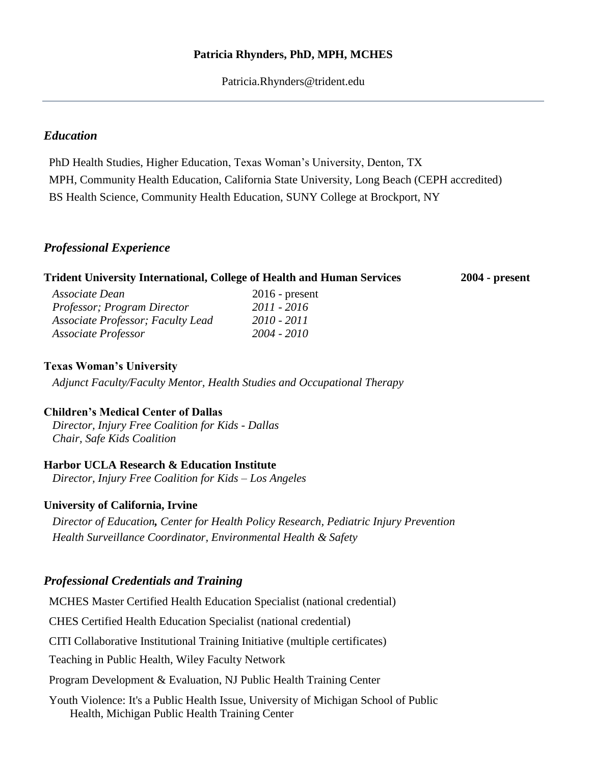# Patricia Rhynders, PhD, MPH, MCHES

Patricia.Rhynders@trident.edu

---

## *Education*

PhD Health Studies, Higher Education, Texas Woman's University, Denton, TX

MPH, Community Health Education, California State University, Long Beach (CEPH accredited)

BS Health Science, Community Health Education, SUNY College at Brockport, NY

## *Professional Experience*

**Trident University International, College of Health and Human Services** **2004 - present**

| | |
|---|---|
| *Associate Dean* | 2016 - present |
| *Professor; Program Director* | *2011 - 2016* |
| *Associate Professor; Faculty Lead* | *2010 - 2011* |
| *Associate Professor* | *2004 - 2010* |

**Texas Woman's University**

*Adjunct Faculty/Faculty Mentor, Health Studies and Occupational Therapy*

**Children's Medical Center of Dallas**

*Director, Injury Free Coalition for Kids - Dallas*
*Chair, Safe Kids Coalition*

**Harbor UCLA Research & Education Institute**

*Director, Injury Free Coalition for Kids – Los Angeles*

**University of California, Irvine**

*Director of Education, Center for Health Policy Research, Pediatric Injury Prevention*
*Health Surveillance Coordinator, Environmental Health & Safety*

## *Professional Credentials and Training*

MCHES Master Certified Health Education Specialist (national credential)

CHES Certified Health Education Specialist (national credential)

CITI Collaborative Institutional Training Initiative (multiple certificates)

Teaching in Public Health, Wiley Faculty Network

Program Development & Evaluation, NJ Public Health Training Center

Youth Violence: It's a Public Health Issue, University of Michigan School of Public Health, Michigan Public Health Training Center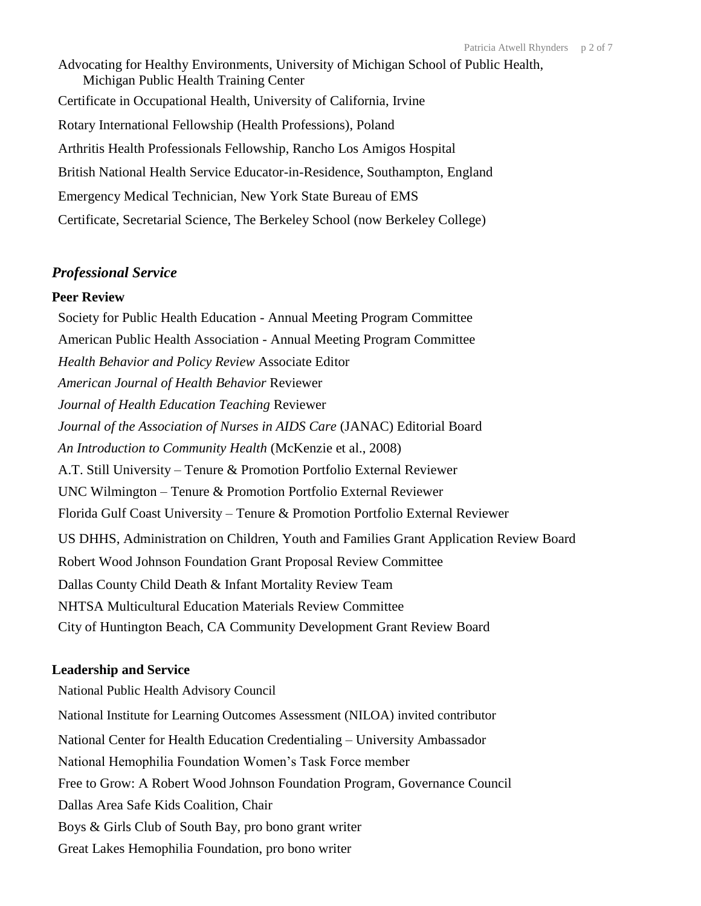Advocating for Healthy Environments, University of Michigan School of Public Health, Michigan Public Health Training Center

Certificate in Occupational Health, University of California, Irvine

Rotary International Fellowship (Health Professions), Poland

Arthritis Health Professionals Fellowship, Rancho Los Amigos Hospital

British National Health Service Educator-in-Residence, Southampton, England

Emergency Medical Technician, New York State Bureau of EMS

Certificate, Secretarial Science, The Berkeley School (now Berkeley College)

## *Professional Service*

### Peer Review

Society for Public Health Education - Annual Meeting Program Committee

American Public Health Association - Annual Meeting Program Committee

*Health Behavior and Policy Review* Associate Editor

*American Journal of Health Behavior* Reviewer

*Journal of Health Education Teaching* Reviewer

*Journal of the Association of Nurses in AIDS Care* (JANAC) Editorial Board

*An Introduction to Community Health* (McKenzie et al., 2008)

A.T. Still University – Tenure & Promotion Portfolio External Reviewer

UNC Wilmington – Tenure & Promotion Portfolio External Reviewer

Florida Gulf Coast University – Tenure & Promotion Portfolio External Reviewer

US DHHS, Administration on Children, Youth and Families Grant Application Review Board

Robert Wood Johnson Foundation Grant Proposal Review Committee

Dallas County Child Death & Infant Mortality Review Team

NHTSA Multicultural Education Materials Review Committee

City of Huntington Beach, CA Community Development Grant Review Board

### Leadership and Service

National Public Health Advisory Council

National Institute for Learning Outcomes Assessment (NILOA) invited contributor

National Center for Health Education Credentialing – University Ambassador

National Hemophilia Foundation Women's Task Force member

Free to Grow: A Robert Wood Johnson Foundation Program, Governance Council

Dallas Area Safe Kids Coalition, Chair

Boys & Girls Club of South Bay, pro bono grant writer

Great Lakes Hemophilia Foundation, pro bono writer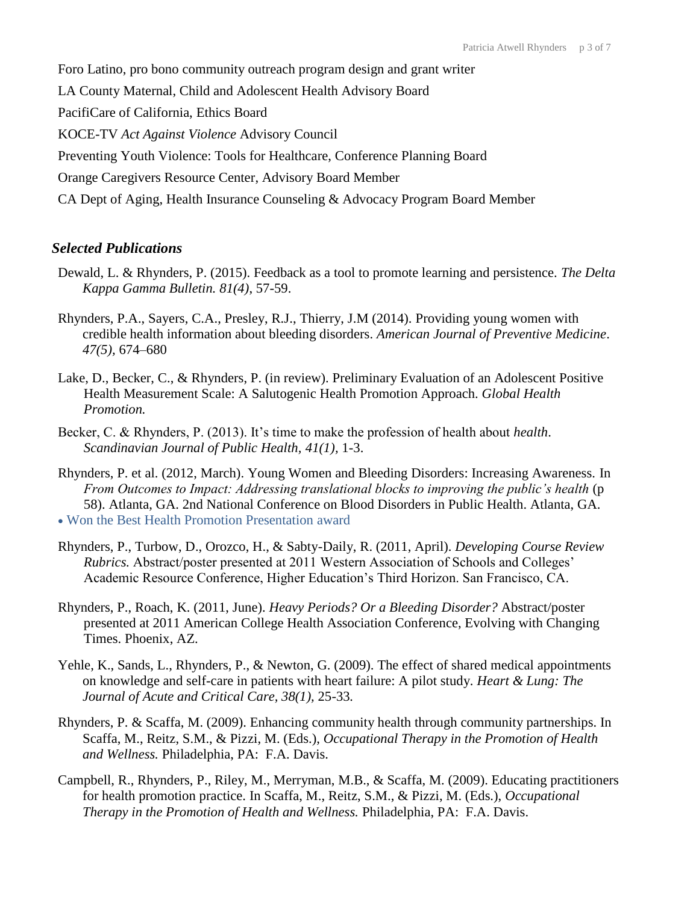Foro Latino, pro bono community outreach program design and grant writer

LA County Maternal, Child and Adolescent Health Advisory Board

PacifiCare of California, Ethics Board

KOCE-TV *Act Against Violence* Advisory Council

Preventing Youth Violence: Tools for Healthcare, Conference Planning Board

Orange Caregivers Resource Center, Advisory Board Member

CA Dept of Aging, Health Insurance Counseling & Advocacy Program Board Member

## *Selected Publications*

Dewald, L. & Rhynders, P. (2015). Feedback as a tool to promote learning and persistence. *The Delta Kappa Gamma Bulletin. 81(4)*, 57-59.

Rhynders, P.A., Sayers, C.A., Presley, R.J., Thierry, J.M (2014). Providing young women with credible health information about bleeding disorders. *American Journal of Preventive Medicine*. *47(5),* 674–680

Lake, D., Becker, C., & Rhynders, P. (in review). Preliminary Evaluation of an Adolescent Positive Health Measurement Scale: A Salutogenic Health Promotion Approach*. Global Health Promotion.*

Becker, C. & Rhynders, P. (2013). It's time to make the profession of health about *health*. *Scandinavian Journal of Public Health, 41(1),* 1-3.

Rhynders, P. et al. (2012, March). Young Women and Bleeding Disorders: Increasing Awareness. In *From Outcomes to Impact: Addressing translational blocks to improving the public's health* (p 58). Atlanta, GA. 2nd National Conference on Blood Disorders in Public Health. Atlanta, GA.

- Won the Best Health Promotion Presentation award

Rhynders, P., Turbow, D., Orozco, H., & Sabty-Daily, R. (2011, April). *Developing Course Review Rubrics.* Abstract/poster presented at 2011 Western Association of Schools and Colleges' Academic Resource Conference, Higher Education's Third Horizon. San Francisco, CA.

Rhynders, P., Roach, K. (2011, June). *Heavy Periods? Or a Bleeding Disorder?* Abstract/poster presented at 2011 American College Health Association Conference, Evolving with Changing Times. Phoenix, AZ.

Yehle, K., Sands, L., Rhynders, P., & Newton, G. (2009). The effect of shared medical appointments on knowledge and self-care in patients with heart failure: A pilot study. *Heart & Lung: The Journal of Acute and Critical Care, 38(1),* 25-33*.*

Rhynders, P. & Scaffa, M. (2009). Enhancing community health through community partnerships. In Scaffa, M., Reitz, S.M., & Pizzi, M. (Eds.), *Occupational Therapy in the Promotion of Health and Wellness.* Philadelphia, PA: F.A. Davis.

Campbell, R., Rhynders, P., Riley, M., Merryman, M.B., & Scaffa, M. (2009). Educating practitioners for health promotion practice. In Scaffa, M., Reitz, S.M., & Pizzi, M. (Eds.), *Occupational Therapy in the Promotion of Health and Wellness.* Philadelphia, PA: F.A. Davis.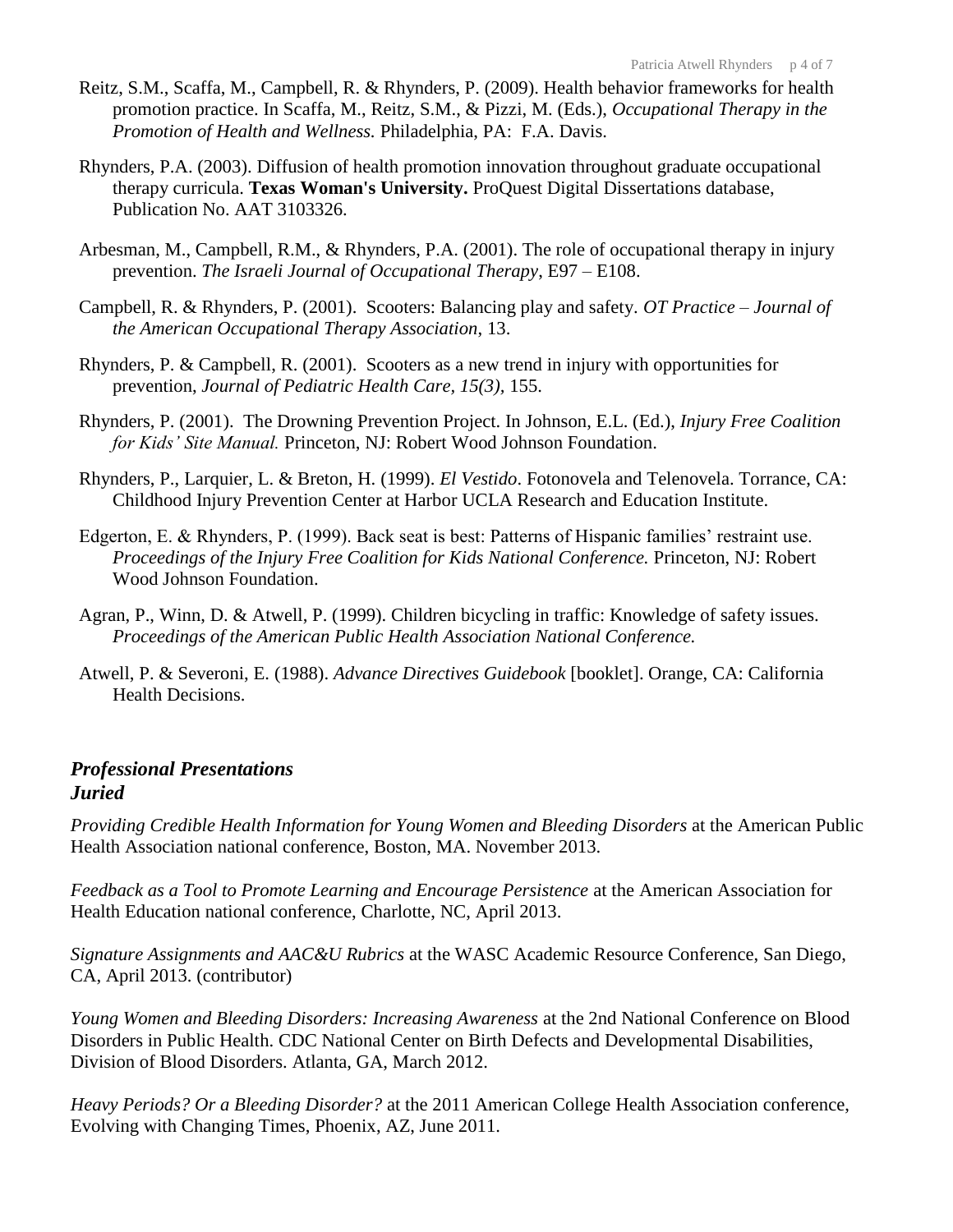Reitz, S.M., Scaffa, M., Campbell, R. & Rhynders, P. (2009). Health behavior frameworks for health promotion practice. In Scaffa, M., Reitz, S.M., & Pizzi, M. (Eds.), *Occupational Therapy in the Promotion of Health and Wellness.* Philadelphia, PA: F.A. Davis.

Rhynders, P.A. (2003). Diffusion of health promotion innovation throughout graduate occupational therapy curricula. **Texas Woman's University.** ProQuest Digital Dissertations database, Publication No. AAT 3103326.

Arbesman, M., Campbell, R.M., & Rhynders, P.A. (2001). The role of occupational therapy in injury prevention. *The Israeli Journal of Occupational Therapy*, E97 – E108.

Campbell, R. & Rhynders, P. (2001). Scooters: Balancing play and safety. *OT Practice – Journal of the American Occupational Therapy Association*, 13.

Rhynders, P. & Campbell, R. (2001). Scooters as a new trend in injury with opportunities for prevention, *Journal of Pediatric Health Care, 15(3)*, 155.

Rhynders, P. (2001). The Drowning Prevention Project. In Johnson, E.L. (Ed.), *Injury Free Coalition for Kids' Site Manual.* Princeton, NJ: Robert Wood Johnson Foundation.

Rhynders, P., Larquier, L. & Breton, H. (1999). *El Vestido*. Fotonovela and Telenovela. Torrance, CA: Childhood Injury Prevention Center at Harbor UCLA Research and Education Institute.

Edgerton, E. & Rhynders, P. (1999). Back seat is best: Patterns of Hispanic families' restraint use. *Proceedings of the Injury Free Coalition for Kids National Conference.* Princeton, NJ: Robert Wood Johnson Foundation.

Agran, P., Winn, D. & Atwell, P. (1999). Children bicycling in traffic: Knowledge of safety issues. *Proceedings of the American Public Health Association National Conference.*

Atwell, P. & Severoni, E. (1988). *Advance Directives Guidebook* [booklet]. Orange, CA: California Health Decisions.

### *Professional Presentations*
### *Juried*

*Providing Credible Health Information for Young Women and Bleeding Disorders* at the American Public Health Association national conference, Boston, MA. November 2013.

*Feedback as a Tool to Promote Learning and Encourage Persistence* at the American Association for Health Education national conference, Charlotte, NC, April 2013.

*Signature Assignments and AAC&U Rubrics* at the WASC Academic Resource Conference, San Diego, CA, April 2013. (contributor)

*Young Women and Bleeding Disorders: Increasing Awareness* at the 2nd National Conference on Blood Disorders in Public Health. CDC National Center on Birth Defects and Developmental Disabilities, Division of Blood Disorders. Atlanta, GA, March 2012.

*Heavy Periods? Or a Bleeding Disorder?* at the 2011 American College Health Association conference, Evolving with Changing Times, Phoenix, AZ, June 2011.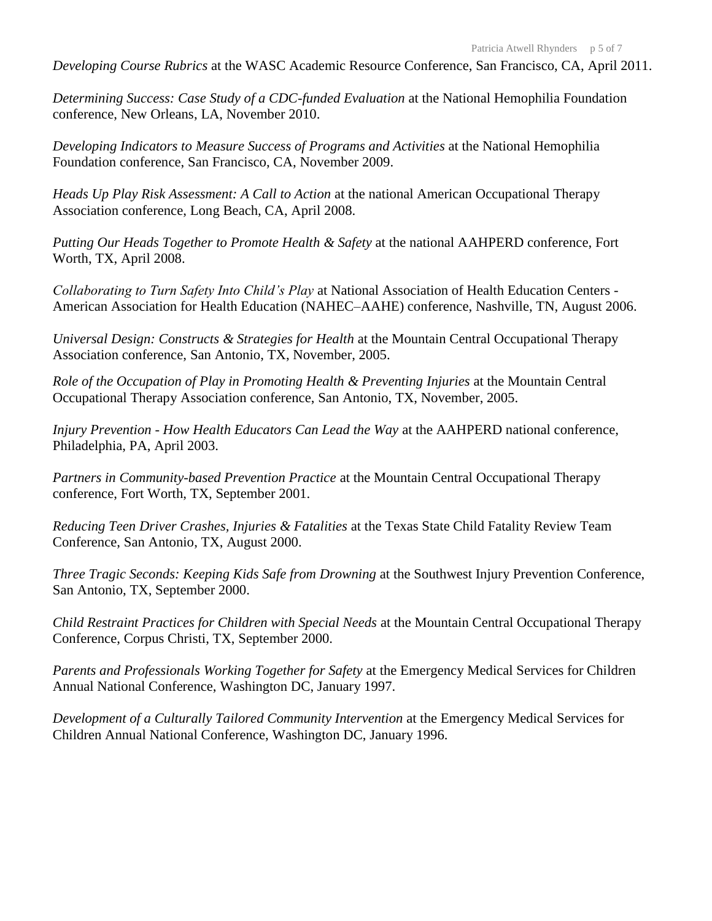*Developing Course Rubrics* at the WASC Academic Resource Conference, San Francisco, CA, April 2011.

*Determining Success: Case Study of a CDC-funded Evaluation* at the National Hemophilia Foundation conference, New Orleans, LA, November 2010.

*Developing Indicators to Measure Success of Programs and Activities* at the National Hemophilia Foundation conference, San Francisco, CA, November 2009.

*Heads Up Play Risk Assessment: A Call to Action* at the national American Occupational Therapy Association conference, Long Beach, CA, April 2008.

*Putting Our Heads Together to Promote Health & Safety* at the national AAHPERD conference, Fort Worth, TX, April 2008.

*Collaborating to Turn Safety Into Child's Play* at National Association of Health Education Centers - American Association for Health Education (NAHEC–AAHE) conference, Nashville, TN, August 2006.

*Universal Design: Constructs & Strategies for Health* at the Mountain Central Occupational Therapy Association conference, San Antonio, TX, November, 2005.

*Role of the Occupation of Play in Promoting Health & Preventing Injuries* at the Mountain Central Occupational Therapy Association conference, San Antonio, TX, November, 2005.

*Injury Prevention - How Health Educators Can Lead the Way* at the AAHPERD national conference, Philadelphia, PA, April 2003.

*Partners in Community-based Prevention Practice* at the Mountain Central Occupational Therapy conference, Fort Worth, TX, September 2001.

*Reducing Teen Driver Crashes, Injuries & Fatalities* at the Texas State Child Fatality Review Team Conference, San Antonio, TX, August 2000.

*Three Tragic Seconds: Keeping Kids Safe from Drowning* at the Southwest Injury Prevention Conference, San Antonio, TX, September 2000.

*Child Restraint Practices for Children with Special Needs* at the Mountain Central Occupational Therapy Conference, Corpus Christi, TX, September 2000.

*Parents and Professionals Working Together for Safety* at the Emergency Medical Services for Children Annual National Conference, Washington DC, January 1997.

*Development of a Culturally Tailored Community Intervention* at the Emergency Medical Services for Children Annual National Conference, Washington DC, January 1996.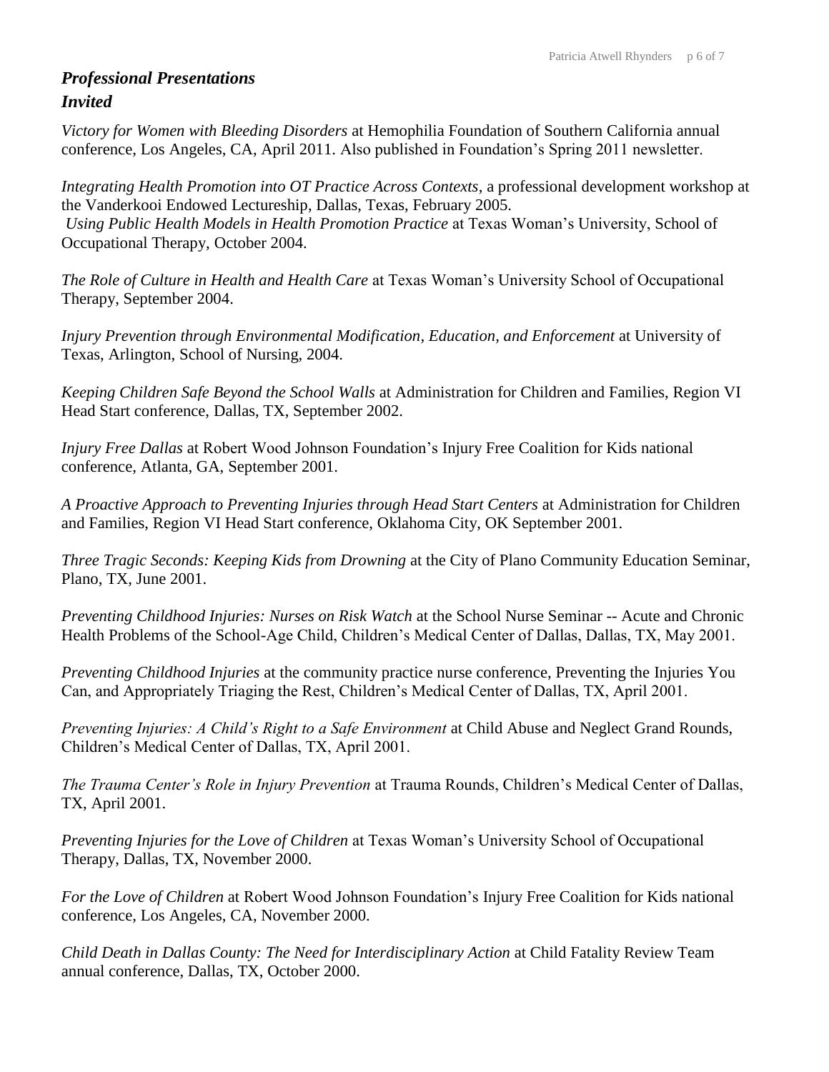## *Professional Presentations*

### *Invited*

*Victory for Women with Bleeding Disorders* at Hemophilia Foundation of Southern California annual conference, Los Angeles, CA, April 2011. Also published in Foundation's Spring 2011 newsletter.

*Integrating Health Promotion into OT Practice Across Contexts*, a professional development workshop at the Vanderkooi Endowed Lectureship, Dallas, Texas, February 2005.
*Using Public Health Models in Health Promotion Practice* at Texas Woman's University, School of Occupational Therapy, October 2004.

*The Role of Culture in Health and Health Care* at Texas Woman's University School of Occupational Therapy, September 2004.

*Injury Prevention through Environmental Modification, Education, and Enforcement* at University of Texas, Arlington, School of Nursing, 2004.

*Keeping Children Safe Beyond the School Walls* at Administration for Children and Families, Region VI Head Start conference, Dallas, TX, September 2002.

*Injury Free Dallas* at Robert Wood Johnson Foundation's Injury Free Coalition for Kids national conference, Atlanta, GA, September 2001.

*A Proactive Approach to Preventing Injuries through Head Start Centers* at Administration for Children and Families, Region VI Head Start conference, Oklahoma City, OK September 2001.

*Three Tragic Seconds: Keeping Kids from Drowning* at the City of Plano Community Education Seminar, Plano, TX, June 2001.

*Preventing Childhood Injuries: Nurses on Risk Watch* at the School Nurse Seminar -- Acute and Chronic Health Problems of the School-Age Child, Children's Medical Center of Dallas, Dallas, TX, May 2001.

*Preventing Childhood Injuries* at the community practice nurse conference, Preventing the Injuries You Can, and Appropriately Triaging the Rest, Children's Medical Center of Dallas, TX, April 2001.

*Preventing Injuries: A Child's Right to a Safe Environment* at Child Abuse and Neglect Grand Rounds, Children's Medical Center of Dallas, TX, April 2001.

*The Trauma Center's Role in Injury Prevention* at Trauma Rounds, Children's Medical Center of Dallas, TX, April 2001.

*Preventing Injuries for the Love of Children* at Texas Woman's University School of Occupational Therapy, Dallas, TX, November 2000.

*For the Love of Children* at Robert Wood Johnson Foundation's Injury Free Coalition for Kids national conference, Los Angeles, CA, November 2000.

*Child Death in Dallas County: The Need for Interdisciplinary Action* at Child Fatality Review Team annual conference, Dallas, TX, October 2000.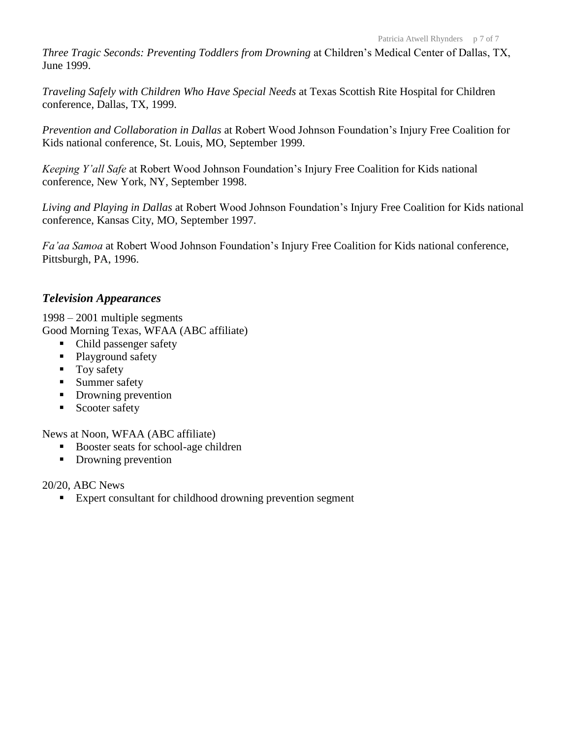*Three Tragic Seconds: Preventing Toddlers from Drowning* at Children's Medical Center of Dallas, TX, June 1999.

*Traveling Safely with Children Who Have Special Needs* at Texas Scottish Rite Hospital for Children conference, Dallas, TX, 1999.

*Prevention and Collaboration in Dallas* at Robert Wood Johnson Foundation's Injury Free Coalition for Kids national conference, St. Louis, MO, September 1999.

*Keeping Y'all Safe* at Robert Wood Johnson Foundation's Injury Free Coalition for Kids national conference, New York, NY, September 1998.

*Living and Playing in Dallas* at Robert Wood Johnson Foundation's Injury Free Coalition for Kids national conference, Kansas City, MO, September 1997.

*Fa'aa Samoa* at Robert Wood Johnson Foundation's Injury Free Coalition for Kids national conference, Pittsburgh, PA, 1996.

## *Television Appearances*

1998 – 2001 multiple segments
Good Morning Texas, WFAA (ABC affiliate)

- Child passenger safety
- Playground safety
- Toy safety
- Summer safety
- Drowning prevention
- Scooter safety

News at Noon, WFAA (ABC affiliate)

- Booster seats for school-age children
- Drowning prevention

20/20, ABC News

- Expert consultant for childhood drowning prevention segment